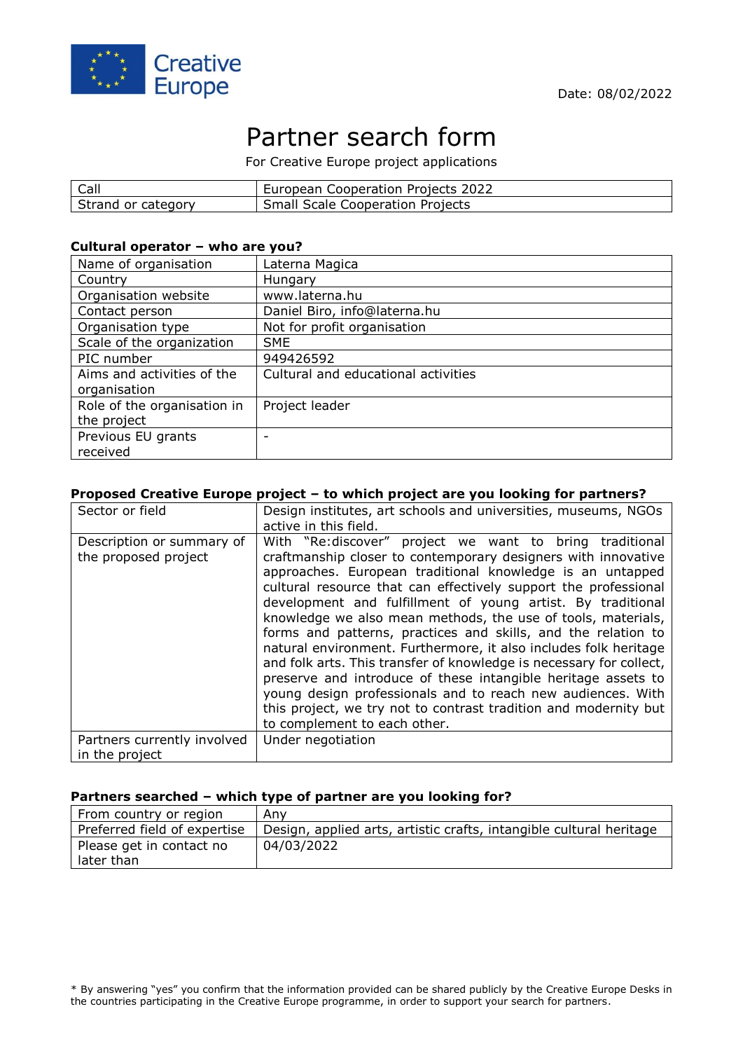Creative Europe

Date: 08/02/2022

# Partner search form

For Creative Europe project applications

| Call | European Cooperation Projects 2022 |
| --- | --- |
| Strand or category | Small Scale Cooperation Projects |

### Cultural operator – who are you?

| Name of organisation | Laterna Magica |
| --- | --- |
| Country | Hungary |
| Organisation website | www.laterna.hu |
| Contact person | Daniel Biro, info@laterna.hu |
| Organisation type | Not for profit organisation |
| Scale of the organization | SME |
| PIC number | 949426592 |
| Aims and activities of the organisation | Cultural and educational activities |
| Role of the organisation in the project | Project leader |
| Previous EU grants received | - |

### Proposed Creative Europe project – to which project are you looking for partners?

| Sector or field | Design institutes, art schools and universities, museums, NGOs active in this field. |
| --- | --- |
| Description or summary of the proposed project | With "Re:discover" project we want to bring traditional craftmanship closer to contemporary designers with innovative approaches. European traditional knowledge is an untapped cultural resource that can effectively support the professional development and fulfillment of young artist. By traditional knowledge we also mean methods, the use of tools, materials, forms and patterns, practices and skills, and the relation to natural environment. Furthermore, it also includes folk heritage and folk arts. This transfer of knowledge is necessary for collect, preserve and introduce of these intangible heritage assets to young design professionals and to reach new audiences. With this project, we try not to contrast tradition and modernity but to complement to each other. |
| Partners currently involved in the project | Under negotiation |

### Partners searched – which type of partner are you looking for?

| From country or region | Any |
| --- | --- |
| Preferred field of expertise | Design, applied arts, artistic crafts, intangible cultural heritage |
| Please get in contact no later than | 04/03/2022 |

* By answering "yes" you confirm that the information provided can be shared publicly by the Creative Europe Desks in the countries participating in the Creative Europe programme, in order to support your search for partners.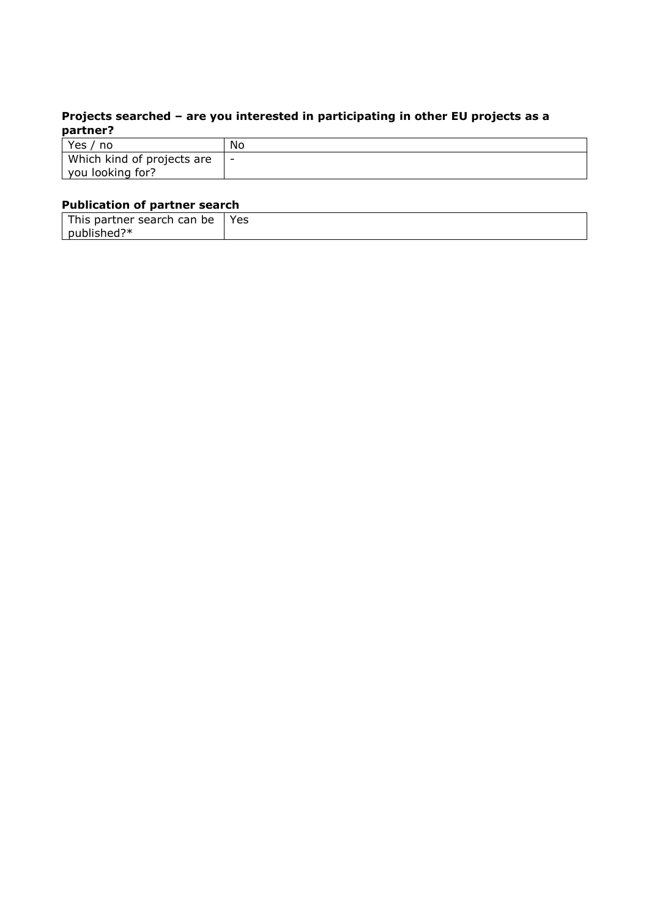**Projects searched – are you interested in participating in other EU projects as a partner?**

| | |
|---|---|
| Yes / no | No |
| Which kind of projects are you looking for? | - |

**Publication of partner search**

| | |
|---|---|
| This partner search can be published?* | Yes |